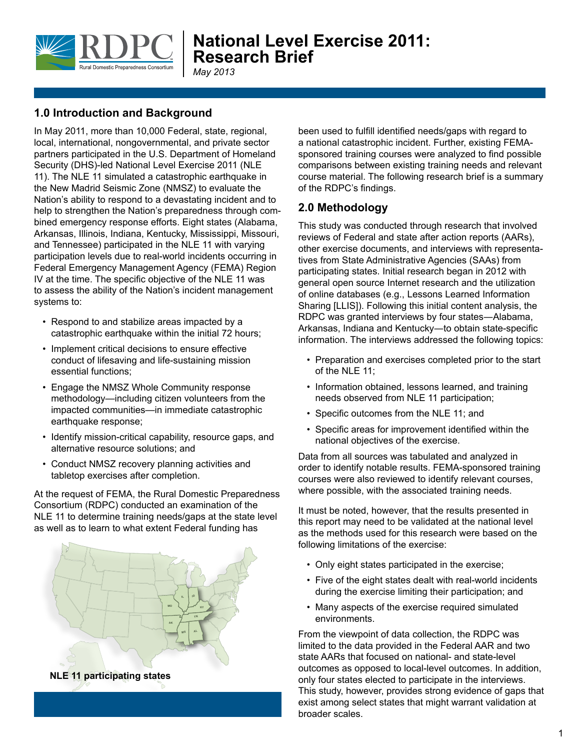# National Level Exercise 2011: Research Brief

*May 2013*

## 1.0 Introduction and Background

In May 2011, more than 10,000 Federal, state, regional, local, international, nongovernmental, and private sector partners participated in the U.S. Department of Homeland Security (DHS)-led National Level Exercise 2011 (NLE 11). The NLE 11 simulated a catastrophic earthquake in the New Madrid Seismic Zone (NMSZ) to evaluate the Nation's ability to respond to a devastating incident and to help to strengthen the Nation's preparedness through combined emergency response efforts. Eight states (Alabama, Arkansas, Illinois, Indiana, Kentucky, Mississippi, Missouri, and Tennessee) participated in the NLE 11 with varying participation levels due to real-world incidents occurring in Federal Emergency Management Agency (FEMA) Region IV at the time. The specific objective of the NLE 11 was to assess the ability of the Nation's incident management systems to:

- Respond to and stabilize areas impacted by a catastrophic earthquake within the initial 72 hours;
- Implement critical decisions to ensure effective conduct of lifesaving and life-sustaining mission essential functions;
- Engage the NMSZ Whole Community response methodology—including citizen volunteers from the impacted communities—in immediate catastrophic earthquake response;
- Identify mission-critical capability, resource gaps, and alternative resource solutions; and
- Conduct NMSZ recovery planning activities and tabletop exercises after completion.

At the request of FEMA, the Rural Domestic Preparedness Consortium (RDPC) conducted an examination of the NLE 11 to determine training needs/gaps at the state level as well as to learn to what extent Federal funding has been used to fulfill identified needs/gaps with regard to a national catastrophic incident. Further, existing FEMA-sponsored training courses were analyzed to find possible comparisons between existing training needs and relevant course material. The following research brief is a summary of the RDPC's findings.

**NLE 11 participating states**

## 2.0 Methodology

This study was conducted through research that involved reviews of Federal and state after action reports (AARs), other exercise documents, and interviews with representatives from State Administrative Agencies (SAAs) from participating states. Initial research began in 2012 with general open source Internet research and the utilization of online databases (e.g., Lessons Learned Information Sharing [LLIS]). Following this initial content analysis, the RDPC was granted interviews by four states—Alabama, Arkansas, Indiana and Kentucky—to obtain state-specific information. The interviews addressed the following topics:

- Preparation and exercises completed prior to the start of the NLE 11;
- Information obtained, lessons learned, and training needs observed from NLE 11 participation;
- Specific outcomes from the NLE 11; and
- Specific areas for improvement identified within the national objectives of the exercise.

Data from all sources was tabulated and analyzed in order to identify notable results. FEMA-sponsored training courses were also reviewed to identify relevant courses, where possible, with the associated training needs.

It must be noted, however, that the results presented in this report may need to be validated at the national level as the methods used for this research were based on the following limitations of the exercise:

- Only eight states participated in the exercise;
- Five of the eight states dealt with real-world incidents during the exercise limiting their participation; and
- Many aspects of the exercise required simulated environments.

From the viewpoint of data collection, the RDPC was limited to the data provided in the Federal AAR and two state AARs that focused on national- and state-level outcomes as opposed to local-level outcomes. In addition, only four states elected to participate in the interviews. This study, however, provides strong evidence of gaps that exist among select states that might warrant validation at broader scales.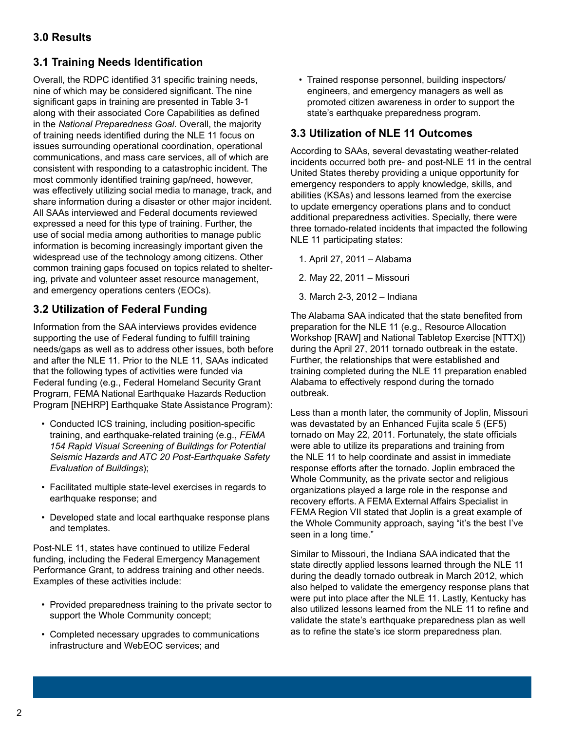## 3.0 Results

### 3.1 Training Needs Identification

Overall, the RDPC identified 31 specific training needs, nine of which may be considered significant. The nine significant gaps in training are presented in Table 3-1 along with their associated Core Capabilities as defined in the *National Preparedness Goal*. Overall, the majority of training needs identified during the NLE 11 focus on issues surrounding operational coordination, operational communications, and mass care services, all of which are consistent with responding to a catastrophic incident. The most commonly identified training gap/need, however, was effectively utilizing social media to manage, track, and share information during a disaster or other major incident. All SAAs interviewed and Federal documents reviewed expressed a need for this type of training. Further, the use of social media among authorities to manage public information is becoming increasingly important given the widespread use of the technology among citizens. Other common training gaps focused on topics related to sheltering, private and volunteer asset resource management, and emergency operations centers (EOCs).

### 3.2 Utilization of Federal Funding

Information from the SAA interviews provides evidence supporting the use of Federal funding to fulfill training needs/gaps as well as to address other issues, both before and after the NLE 11. Prior to the NLE 11, SAAs indicated that the following types of activities were funded via Federal funding (e.g., Federal Homeland Security Grant Program, FEMA National Earthquake Hazards Reduction Program [NEHRP] Earthquake State Assistance Program):

- Conducted ICS training, including position-specific training, and earthquake-related training (e.g., *FEMA 154 Rapid Visual Screening of Buildings for Potential Seismic Hazards and ATC 20 Post-Earthquake Safety Evaluation of Buildings*);
- Facilitated multiple state-level exercises in regards to earthquake response; and
- Developed state and local earthquake response plans and templates.

Post-NLE 11, states have continued to utilize Federal funding, including the Federal Emergency Management Performance Grant, to address training and other needs. Examples of these activities include:

- Provided preparedness training to the private sector to support the Whole Community concept;
- Completed necessary upgrades to communications infrastructure and WebEOC services; and
- Trained response personnel, building inspectors/engineers, and emergency managers as well as promoted citizen awareness in order to support the state's earthquake preparedness program.

### 3.3 Utilization of NLE 11 Outcomes

According to SAAs, several devastating weather-related incidents occurred both pre- and post-NLE 11 in the central United States thereby providing a unique opportunity for emergency responders to apply knowledge, skills, and abilities (KSAs) and lessons learned from the exercise to update emergency operations plans and to conduct additional preparedness activities. Specially, there were three tornado-related incidents that impacted the following NLE 11 participating states:

1. April 27, 2011 – Alabama
2. May 22, 2011 – Missouri
3. March 2-3, 2012 – Indiana

The Alabama SAA indicated that the state benefited from preparation for the NLE 11 (e.g., Resource Allocation Workshop [RAW] and National Tabletop Exercise [NTTX]) during the April 27, 2011 tornado outbreak in the estate. Further, the relationships that were established and training completed during the NLE 11 preparation enabled Alabama to effectively respond during the tornado outbreak.

Less than a month later, the community of Joplin, Missouri was devastated by an Enhanced Fujita scale 5 (EF5) tornado on May 22, 2011. Fortunately, the state officials were able to utilize its preparations and training from the NLE 11 to help coordinate and assist in immediate response efforts after the tornado. Joplin embraced the Whole Community, as the private sector and religious organizations played a large role in the response and recovery efforts. A FEMA External Affairs Specialist in FEMA Region VII stated that Joplin is a great example of the Whole Community approach, saying "it's the best I've seen in a long time."

Similar to Missouri, the Indiana SAA indicated that the state directly applied lessons learned through the NLE 11 during the deadly tornado outbreak in March 2012, which also helped to validate the emergency response plans that were put into place after the NLE 11. Lastly, Kentucky has also utilized lessons learned from the NLE 11 to refine and validate the state's earthquake preparedness plan as well as to refine the state's ice storm preparedness plan.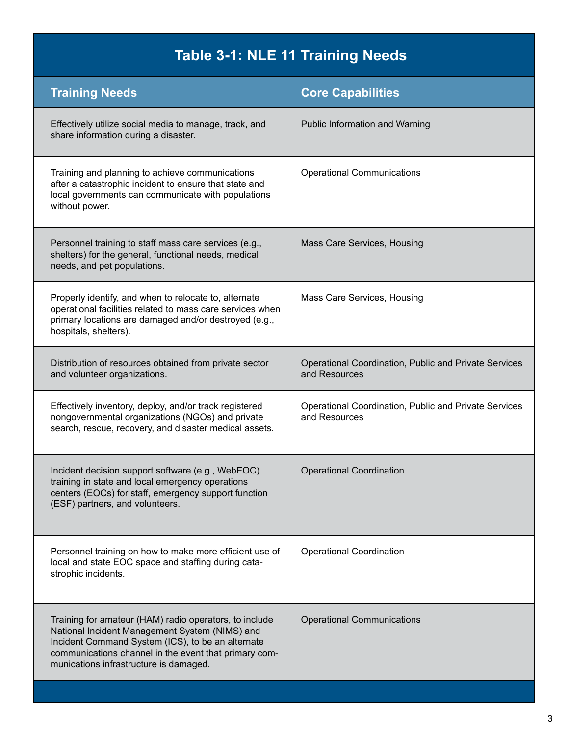# Table 3-1: NLE 11 Training Needs

| Training Needs | Core Capabilities |
|---|---|
| Effectively utilize social media to manage, track, and share information during a disaster. | Public Information and Warning |
| Training and planning to achieve communications after a catastrophic incident to ensure that state and local governments can communicate with populations without power. | Operational Communications |
| Personnel training to staff mass care services (e.g., shelters) for the general, functional needs, medical needs, and pet populations. | Mass Care Services, Housing |
| Properly identify, and when to relocate to, alternate operational facilities related to mass care services when primary locations are damaged and/or destroyed (e.g., hospitals, shelters). | Mass Care Services, Housing |
| Distribution of resources obtained from private sector and volunteer organizations. | Operational Coordination, Public and Private Services and Resources |
| Effectively inventory, deploy, and/or track registered nongovernmental organizations (NGOs) and private search, rescue, recovery, and disaster medical assets. | Operational Coordination, Public and Private Services and Resources |
| Incident decision support software (e.g., WebEOC) training in state and local emergency operations centers (EOCs) for staff, emergency support function (ESF) partners, and volunteers. | Operational Coordination |
| Personnel training on how to make more efficient use of local and state EOC space and staffing during catastrophic incidents. | Operational Coordination |
| Training for amateur (HAM) radio operators, to include National Incident Management System (NIMS) and Incident Command System (ICS), to be an alternate communications channel in the event that primary communications infrastructure is damaged. | Operational Communications |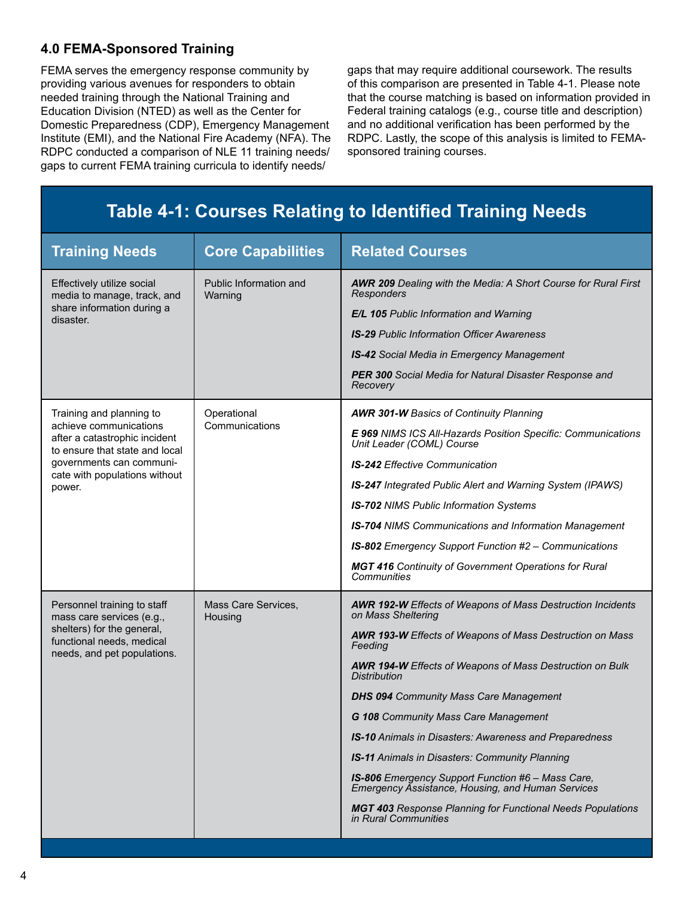### 4.0 FEMA-Sponsored Training

FEMA serves the emergency response community by providing various avenues for responders to obtain needed training through the National Training and Education Division (NTED) as well as the Center for Domestic Preparedness (CDP), Emergency Management Institute (EMI), and the National Fire Academy (NFA). The RDPC conducted a comparison of NLE 11 training needs/gaps to current FEMA training curricula to identify needs/gaps that may require additional coursework. The results of this comparison are presented in Table 4-1. Please note that the course matching is based on information provided in Federal training catalogs (e.g., course title and description) and no additional verification has been performed by the RDPC. Lastly, the scope of this analysis is limited to FEMA-sponsored training courses.

**Table 4-1: Courses Relating to Identified Training Needs**

| Training Needs | Core Capabilities | Related Courses |
|---|---|---|
| Effectively utilize social media to manage, track, and share information during a disaster. | Public Information and Warning | ***AWR 209*** *Dealing with the Media: A Short Course for Rural First Responders*<br>***E/L 105*** *Public Information and Warning*<br>***IS-29*** *Public Information Officer Awareness*<br>***IS-42*** *Social Media in Emergency Management*<br>***PER 300*** *Social Media for Natural Disaster Response and Recovery* |
| Training and planning to achieve communications after a catastrophic incident to ensure that state and local governments can communicate with populations without power. | Operational Communications | ***AWR 301-W*** *Basics of Continuity Planning*<br>***E 969*** *NIMS ICS All-Hazards Position Specific: Communications Unit Leader (COML) Course*<br>***IS-242*** *Effective Communication*<br>***IS-247*** *Integrated Public Alert and Warning System (IPAWS)*<br>***IS-702*** *NIMS Public Information Systems*<br>***IS-704*** *NIMS Communications and Information Management*<br>***IS-802*** *Emergency Support Function #2 – Communications*<br>***MGT 416*** *Continuity of Government Operations for Rural Communities* |
| Personnel training to staff mass care services (e.g., shelters) for the general, functional needs, medical needs, and pet populations. | Mass Care Services, Housing | ***AWR 192-W*** *Effects of Weapons of Mass Destruction Incidents on Mass Sheltering*<br>***AWR 193-W*** *Effects of Weapons of Mass Destruction on Mass Feeding*<br>***AWR 194-W*** *Effects of Weapons of Mass Destruction on Bulk Distribution*<br>***DHS 094*** *Community Mass Care Management*<br>***G 108*** *Community Mass Care Management*<br>***IS-10*** *Animals in Disasters: Awareness and Preparedness*<br>***IS-11*** *Animals in Disasters: Community Planning*<br>***IS-806*** *Emergency Support Function #6 – Mass Care, Emergency Assistance, Housing, and Human Services*<br>***MGT 403*** *Response Planning for Functional Needs Populations in Rural Communities* |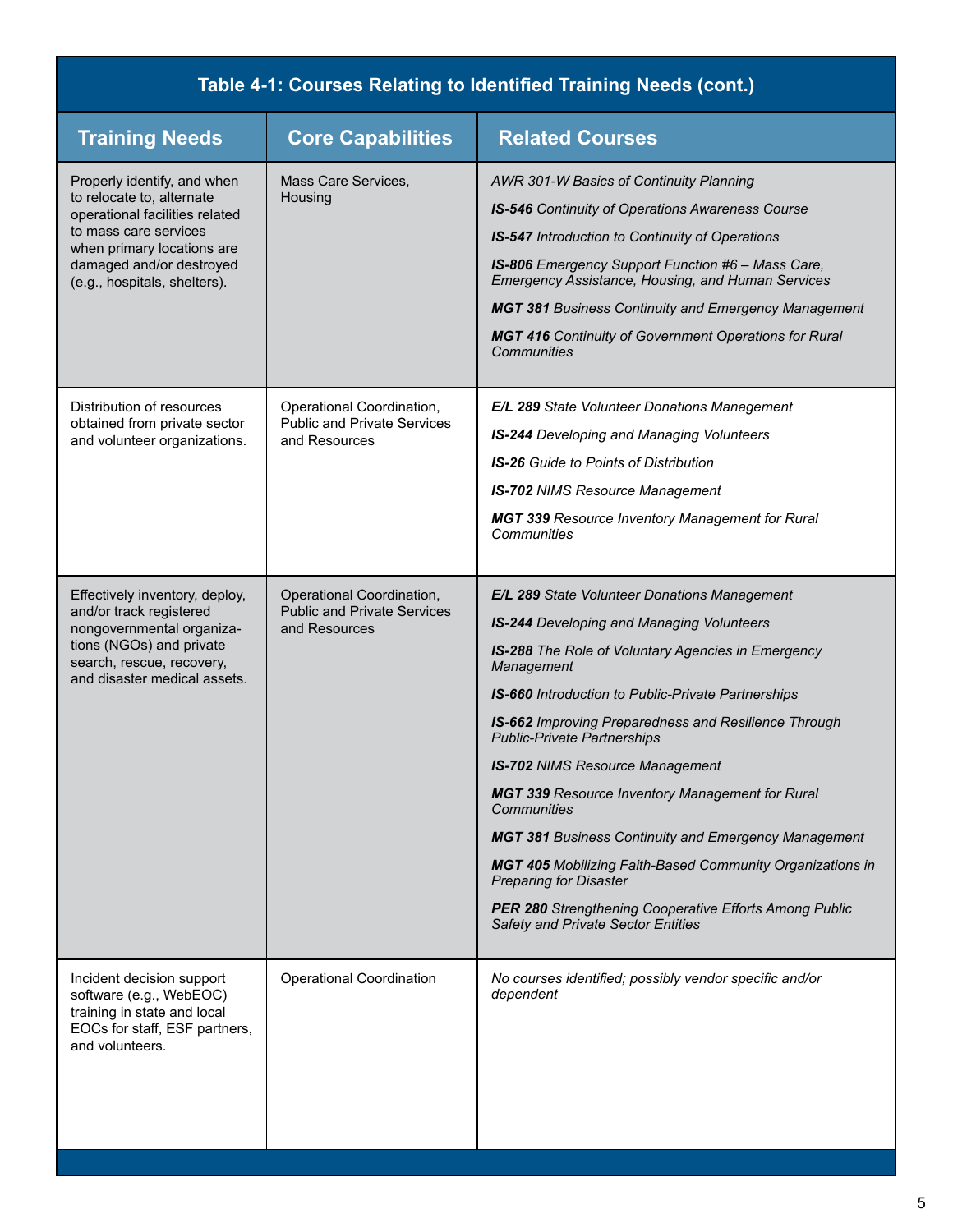**Table 4-1: Courses Relating to Identified Training Needs (cont.)**

| Training Needs | Core Capabilities | Related Courses |
|---|---|---|
| Properly identify, and when to relocate to, alternate operational facilities related to mass care services when primary locations are damaged and/or destroyed (e.g., hospitals, shelters). | Mass Care Services, Housing | *AWR 301-W Basics of Continuity Planning*<br>***IS-546*** *Continuity of Operations Awareness Course*<br>***IS-547*** *Introduction to Continuity of Operations*<br>***IS-806*** *Emergency Support Function #6 – Mass Care, Emergency Assistance, Housing, and Human Services*<br>***MGT 381*** *Business Continuity and Emergency Management*<br>***MGT 416*** *Continuity of Government Operations for Rural Communities* |
| Distribution of resources obtained from private sector and volunteer organizations. | Operational Coordination, Public and Private Services and Resources | ***E/L 289*** *State Volunteer Donations Management*<br>***IS-244*** *Developing and Managing Volunteers*<br>***IS-26*** *Guide to Points of Distribution*<br>***IS-702*** *NIMS Resource Management*<br>***MGT 339*** *Resource Inventory Management for Rural Communities* |
| Effectively inventory, deploy, and/or track registered nongovernmental organizations (NGOs) and private search, rescue, recovery, and disaster medical assets. | Operational Coordination, Public and Private Services and Resources | ***E/L 289*** *State Volunteer Donations Management*<br>***IS-244*** *Developing and Managing Volunteers*<br>***IS-288*** *The Role of Voluntary Agencies in Emergency Management*<br>***IS-660*** *Introduction to Public-Private Partnerships*<br>***IS-662*** *Improving Preparedness and Resilience Through Public-Private Partnerships*<br>***IS-702*** *NIMS Resource Management*<br>***MGT 339*** *Resource Inventory Management for Rural Communities*<br>***MGT 381*** *Business Continuity and Emergency Management*<br>***MGT 405*** *Mobilizing Faith-Based Community Organizations in Preparing for Disaster*<br>***PER 280*** *Strengthening Cooperative Efforts Among Public Safety and Private Sector Entities* |
| Incident decision support software (e.g., WebEOC) training in state and local EOCs for staff, ESF partners, and volunteers. | Operational Coordination | *No courses identified; possibly vendor specific and/or dependent* |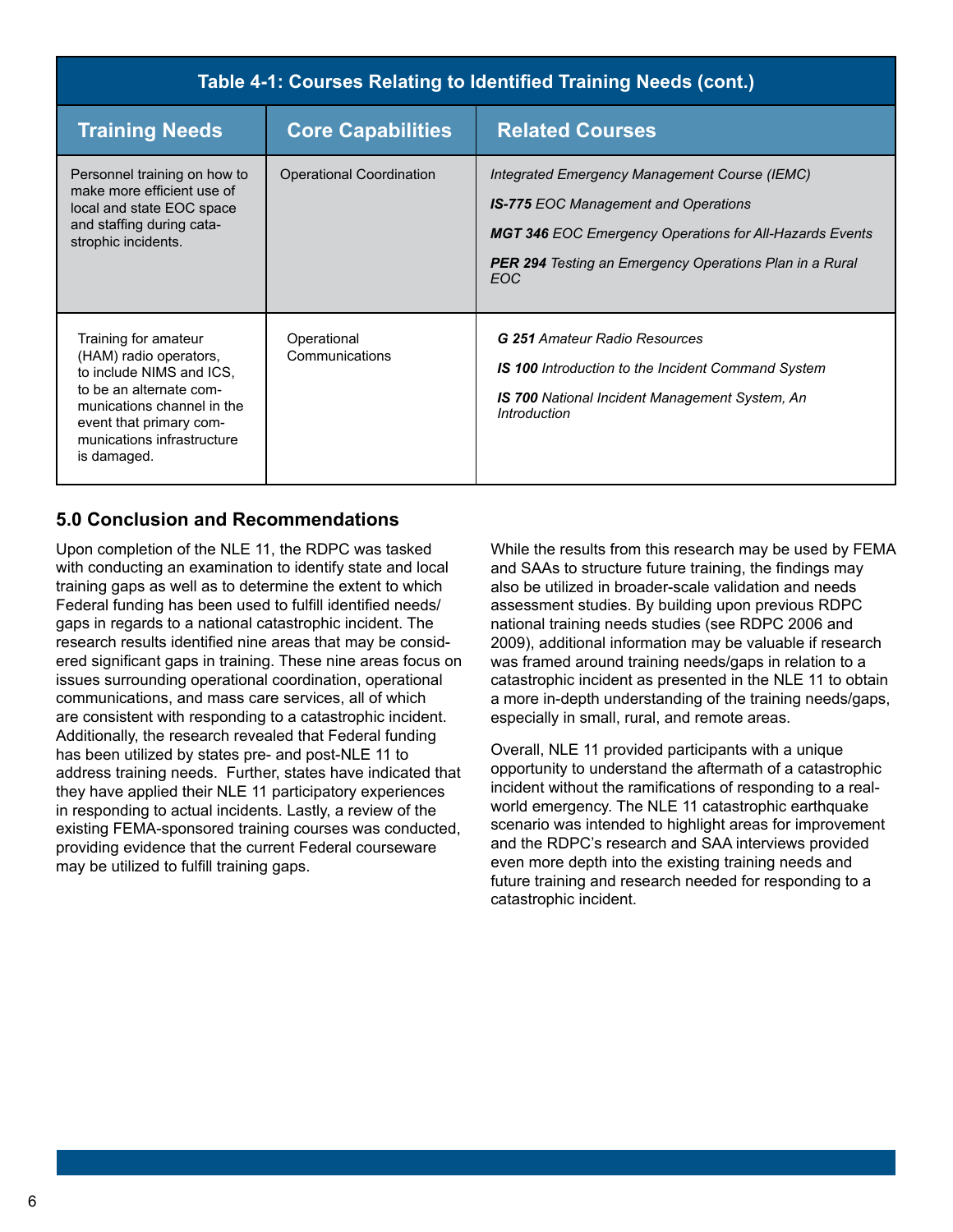**Table 4-1: Courses Relating to Identified Training Needs (cont.)**

| Training Needs | Core Capabilities | Related Courses |
|---|---|---|
| Personnel training on how to make more efficient use of local and state EOC space and staffing during catastrophic incidents. | Operational Coordination | *Integrated Emergency Management Course (IEMC)*<br>***IS-775*** *EOC Management and Operations*<br>***MGT 346*** *EOC Emergency Operations for All-Hazards Events*<br>***PER 294*** *Testing an Emergency Operations Plan in a Rural EOC* |
| Training for amateur (HAM) radio operators, to include NIMS and ICS, to be an alternate communications channel in the event that primary communications infrastructure is damaged. | Operational Communications | ***G 251*** *Amateur Radio Resources*<br>***IS 100*** *Introduction to the Incident Command System*<br>***IS 700*** *National Incident Management System, An Introduction* |

## 5.0 Conclusion and Recommendations

Upon completion of the NLE 11, the RDPC was tasked with conducting an examination to identify state and local training gaps as well as to determine the extent to which Federal funding has been used to fulfill identified needs/gaps in regards to a national catastrophic incident. The research results identified nine areas that may be considered significant gaps in training. These nine areas focus on issues surrounding operational coordination, operational communications, and mass care services, all of which are consistent with responding to a catastrophic incident. Additionally, the research revealed that Federal funding has been utilized by states pre- and post-NLE 11 to address training needs. Further, states have indicated that they have applied their NLE 11 participatory experiences in responding to actual incidents. Lastly, a review of the existing FEMA-sponsored training courses was conducted, providing evidence that the current Federal courseware may be utilized to fulfill training gaps.

While the results from this research may be used by FEMA and SAAs to structure future training, the findings may also be utilized in broader-scale validation and needs assessment studies. By building upon previous RDPC national training needs studies (see RDPC 2006 and 2009), additional information may be valuable if research was framed around training needs/gaps in relation to a catastrophic incident as presented in the NLE 11 to obtain a more in-depth understanding of the training needs/gaps, especially in small, rural, and remote areas.

Overall, NLE 11 provided participants with a unique opportunity to understand the aftermath of a catastrophic incident without the ramifications of responding to a real-world emergency. The NLE 11 catastrophic earthquake scenario was intended to highlight areas for improvement and the RDPC's research and SAA interviews provided even more depth into the existing training needs and future training and research needed for responding to a catastrophic incident.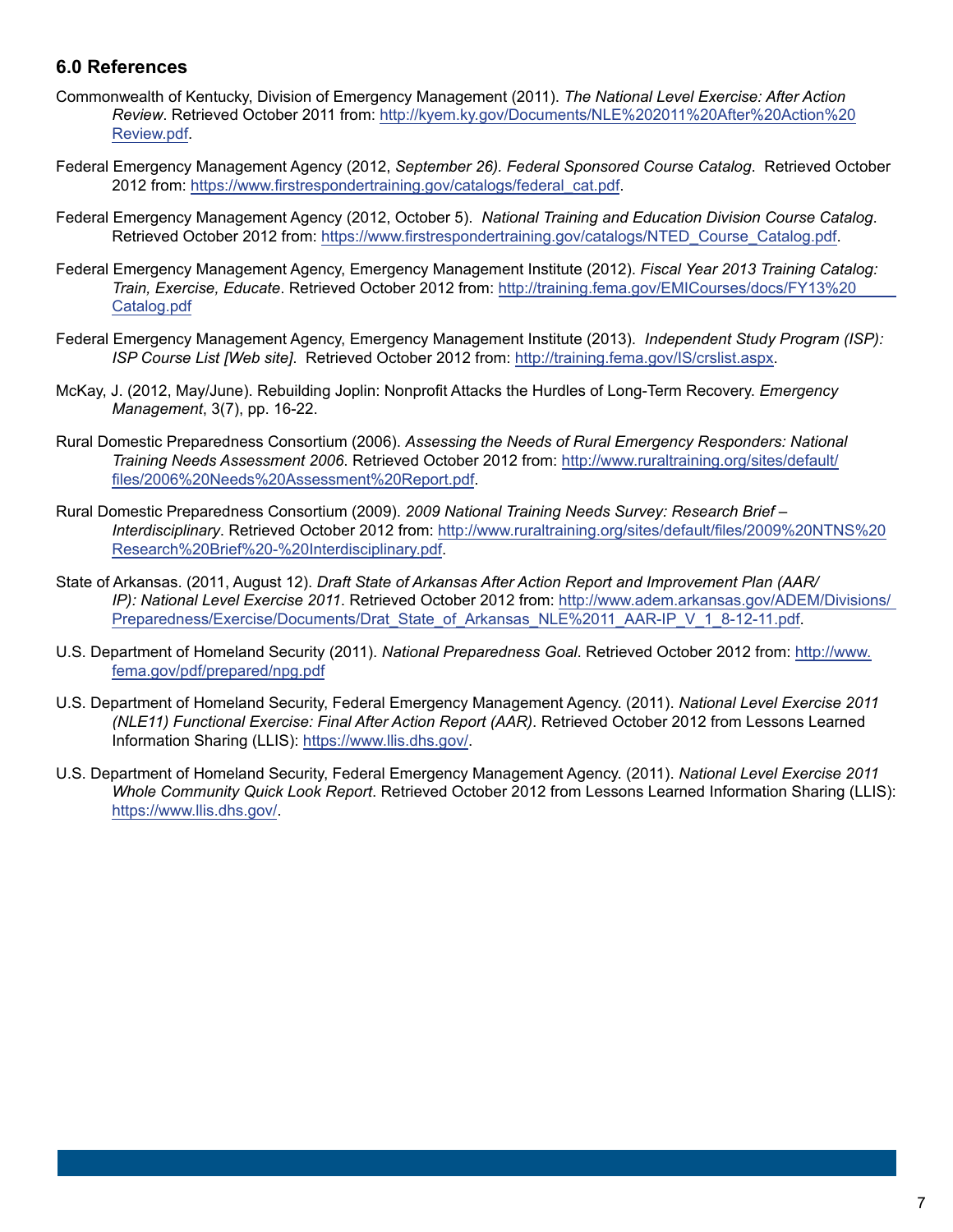## 6.0 References

Commonwealth of Kentucky, Division of Emergency Management (2011). *The National Level Exercise: After Action Review*. Retrieved October 2011 from: http://kyem.ky.gov/Documents/NLE%202011%20After%20Action%20Review.pdf.

Federal Emergency Management Agency (2012, *September 26). Federal Sponsored Course Catalog*. Retrieved October 2012 from: https://www.firstrespondertraining.gov/catalogs/federal_cat.pdf.

Federal Emergency Management Agency (2012, October 5). *National Training and Education Division Course Catalog*. Retrieved October 2012 from: https://www.firstrespondertraining.gov/catalogs/NTED_Course_Catalog.pdf.

Federal Emergency Management Agency, Emergency Management Institute (2012). *Fiscal Year 2013 Training Catalog: Train, Exercise, Educate*. Retrieved October 2012 from: http://training.fema.gov/EMICourses/docs/FY13%20Catalog.pdf

Federal Emergency Management Agency, Emergency Management Institute (2013). *Independent Study Program (ISP): ISP Course List [Web site]*. Retrieved October 2012 from: http://training.fema.gov/IS/crslist.aspx.

McKay, J. (2012, May/June). Rebuilding Joplin: Nonprofit Attacks the Hurdles of Long-Term Recovery. *Emergency Management*, 3(7), pp. 16-22.

Rural Domestic Preparedness Consortium (2006). *Assessing the Needs of Rural Emergency Responders: National Training Needs Assessment 2006*. Retrieved October 2012 from: http://www.ruraltraining.org/sites/default/files/2006%20Needs%20Assessment%20Report.pdf.

Rural Domestic Preparedness Consortium (2009). *2009 National Training Needs Survey: Research Brief – Interdisciplinary*. Retrieved October 2012 from: http://www.ruraltraining.org/sites/default/files/2009%20NTNS%20Research%20Brief%20-%20Interdisciplinary.pdf.

State of Arkansas. (2011, August 12). *Draft State of Arkansas After Action Report and Improvement Plan (AAR/IP): National Level Exercise 2011*. Retrieved October 2012 from: http://www.adem.arkansas.gov/ADEM/Divisions/Preparedness/Exercise/Documents/Drat_State_of_Arkansas_NLE%2011_AAR-IP_V_1_8-12-11.pdf.

U.S. Department of Homeland Security (2011). *National Preparedness Goal*. Retrieved October 2012 from: http://www.fema.gov/pdf/prepared/npg.pdf

U.S. Department of Homeland Security, Federal Emergency Management Agency. (2011). *National Level Exercise 2011 (NLE11) Functional Exercise: Final After Action Report (AAR)*. Retrieved October 2012 from Lessons Learned Information Sharing (LLIS): https://www.llis.dhs.gov/.

U.S. Department of Homeland Security, Federal Emergency Management Agency. (2011). *National Level Exercise 2011 Whole Community Quick Look Report*. Retrieved October 2012 from Lessons Learned Information Sharing (LLIS): https://www.llis.dhs.gov/.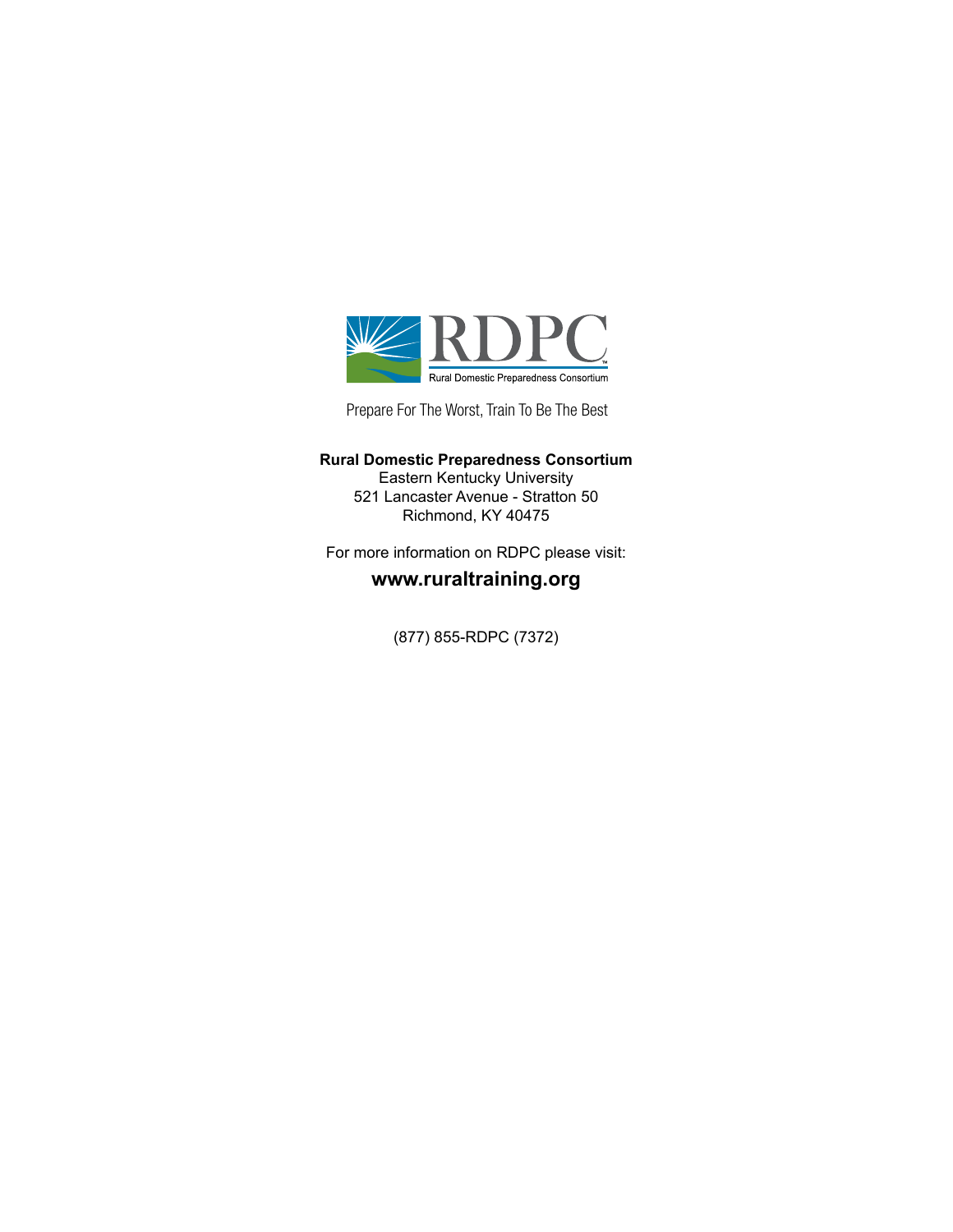RDPC

Rural Domestic Preparedness Consortium

Prepare For The Worst, Train To Be The Best

**Rural Domestic Preparedness Consortium**
Eastern Kentucky University
521 Lancaster Avenue - Stratton 50
Richmond, KY 40475

For more information on RDPC please visit:

**www.ruraltraining.org**

(877) 855-RDPC (7372)